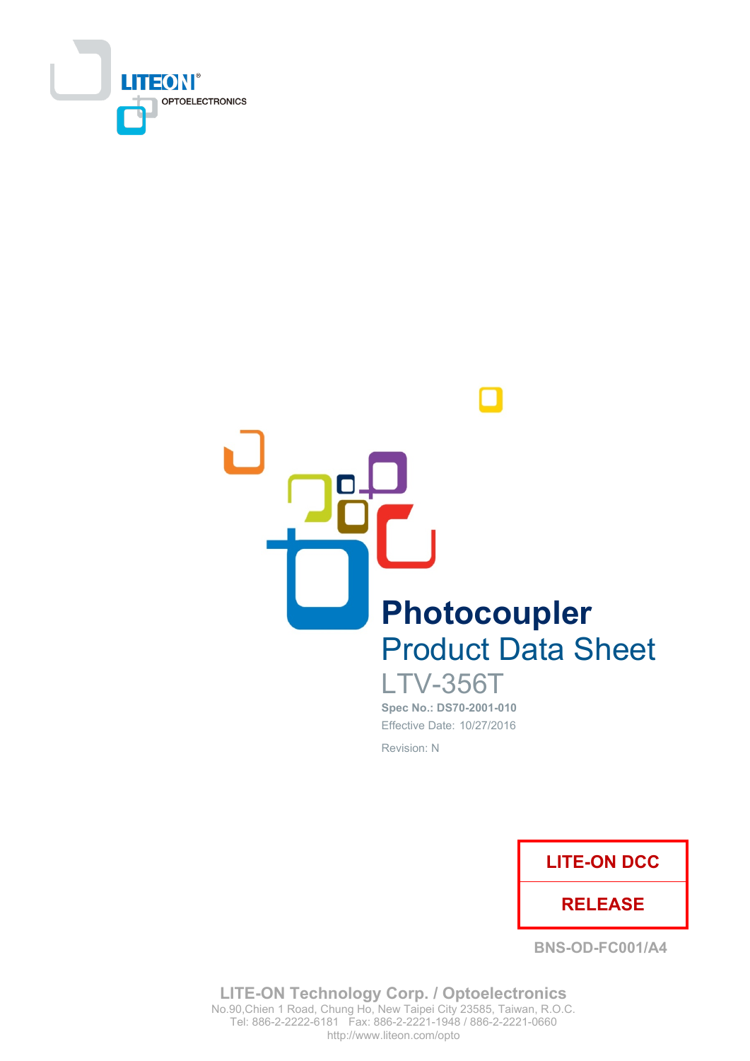LITEON OPTOELECTRONICS

# Photocoupler

## Product Data Sheet

LTV-356T

**Spec No.: DS70-2001-010**

Effective Date: 10/27/2016

Revision: N

| LITE-ON DCC |
| --- |
| RELEASE |

BNS-OD-FC001/A4

**LITE-ON Technology Corp. / Optoelectronics**

No.90,Chien 1 Road, Chung Ho, New Taipei City 23585, Taiwan, R.O.C.

Tel: 886-2-2222-6181 Fax: 886-2-2221-1948 / 886-2-2221-0660

http://www.liteon.com/opto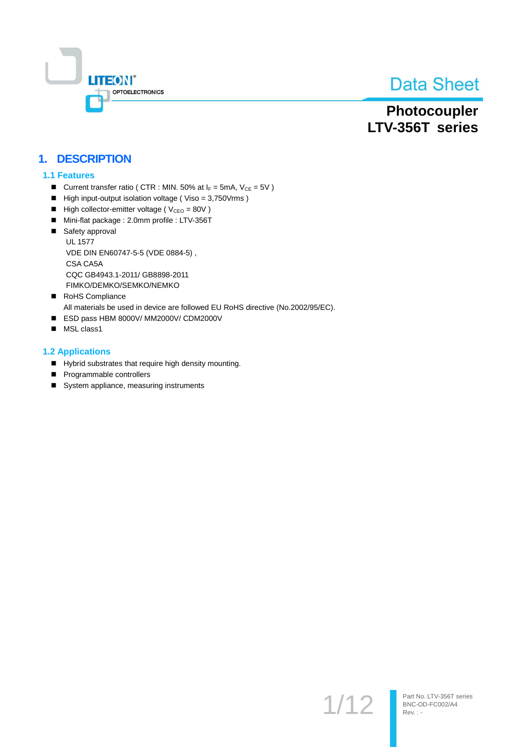# Photocoupler
# LTV-356T series

## 1. DESCRIPTION

### 1.1 Features

- Current transfer ratio ( CTR : MIN. 50% at $I_F$ = 5mA, $V_{CE}$ = 5V )
- High input-output isolation voltage ( Viso = 3,750Vrms )
- High collector-emitter voltage ( $V_{CEO}$ = 80V )
- Mini-flat package : 2.0mm profile : LTV-356T
- Safety approval
  UL 1577
  VDE DIN EN60747-5-5 (VDE 0884-5) ,
  CSA CA5A
  CQC GB4943.1-2011/ GB8898-2011
  FIMKO/DEMKO/SEMKO/NEMKO
- RoHS Compliance
  All materials be used in device are followed EU RoHS directive (No.2002/95/EC).
- ESD pass HBM 8000V/ MM2000V/ CDM2000V
- MSL class1

### 1.2 Applications

- Hybrid substrates that require high density mounting.
- Programmable controllers
- System appliance, measuring instruments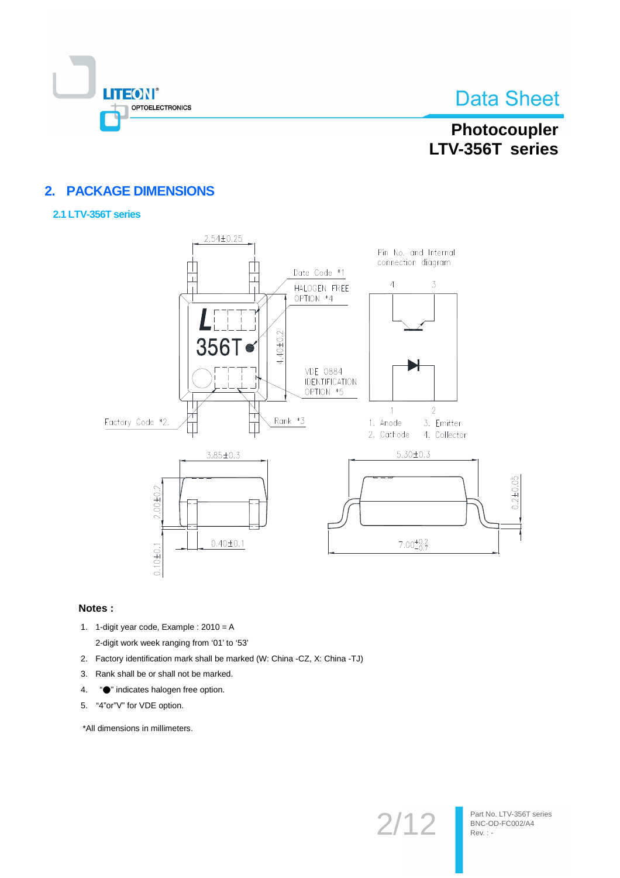## 2. PACKAGE DIMENSIONS

### 2.1 LTV-356T series

2.54±0.25

Date Code *1

HALOGEN FREE OPTION *4

VDE 0884 IDENTIFICATION OPTION *5

4.40±0.2

Factory Code *2

Rank *3

Pin No. and Internal connection diagram

1. Anode
2. Cathode
3. Emitter
4. Collector

3.85±0.3

2.00±0.2

0.40±0.1

0.10±0.1

5.30±0.3

0.2±0.05

$7.00^{+0.2}_{-0.7}$

**Notes :**

1. 1-digit year code, Example : 2010 = A
   2-digit work week ranging from '01' to '53'
2. Factory identification mark shall be marked (W: China -CZ, X: China -TJ)
3. Rank shall be or shall not be marked.
4. "●" indicates halogen free option.
5. "4"or"V" for VDE option.

*All dimensions in millimeters.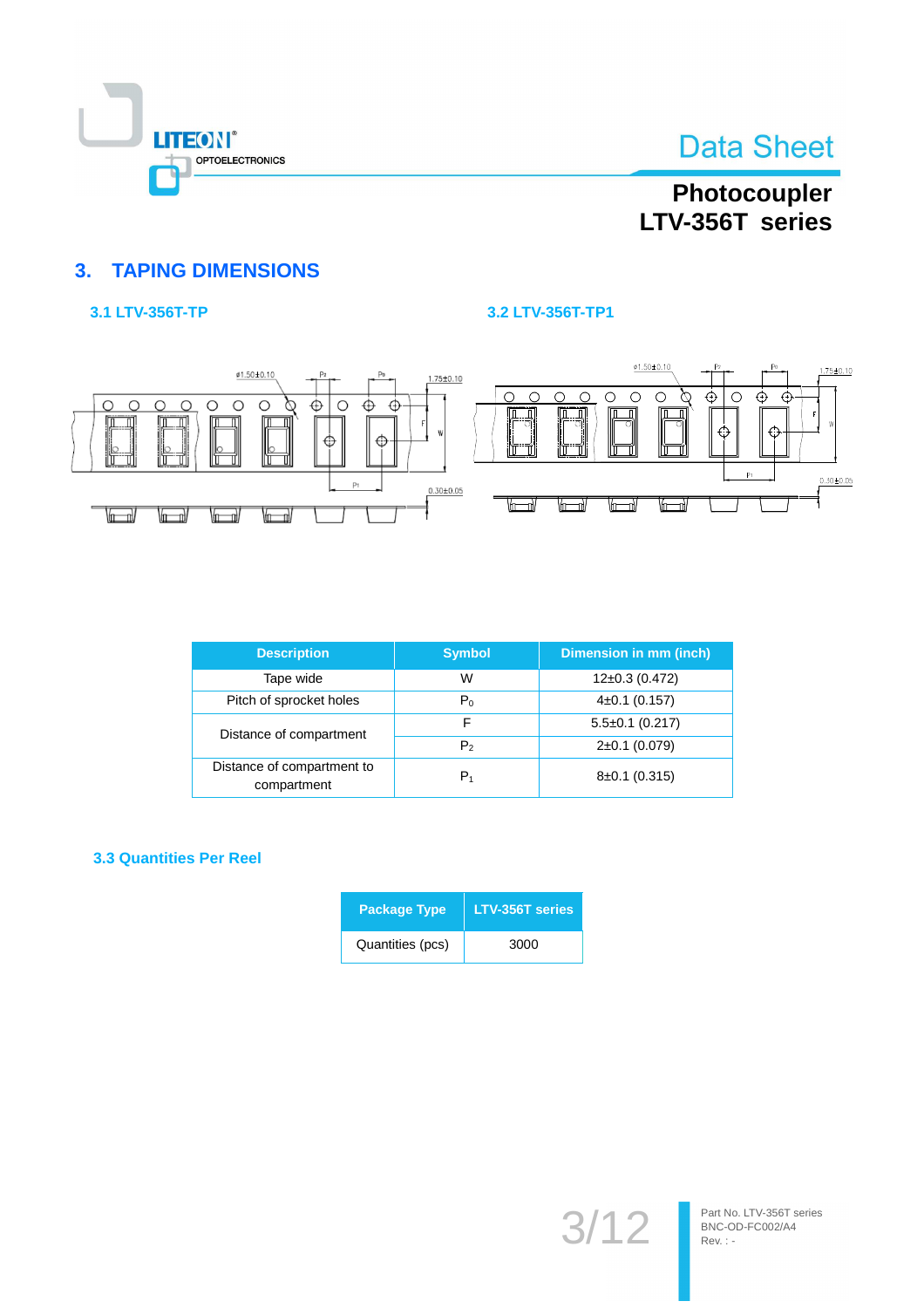## 3. TAPING DIMENSIONS

### 3.1 LTV-356T-TP

### 3.2 LTV-356T-TP1

| Description | Symbol | Dimension in mm (inch) |
|---|---|---|
| Tape wide | W | 12±0.3 (0.472) |
| Pitch of sprocket holes | $P_0$ | 4±0.1 (0.157) |
| Distance of compartment | F | 5.5±0.1 (0.217) |
| | $P_2$ | 2±0.1 (0.079) |
| Distance of compartment to compartment | $P_1$ | 8±0.1 (0.315) |

### 3.3 Quantities Per Reel

| Package Type | LTV-356T series |
|---|---|
| Quantities (pcs) | 3000 |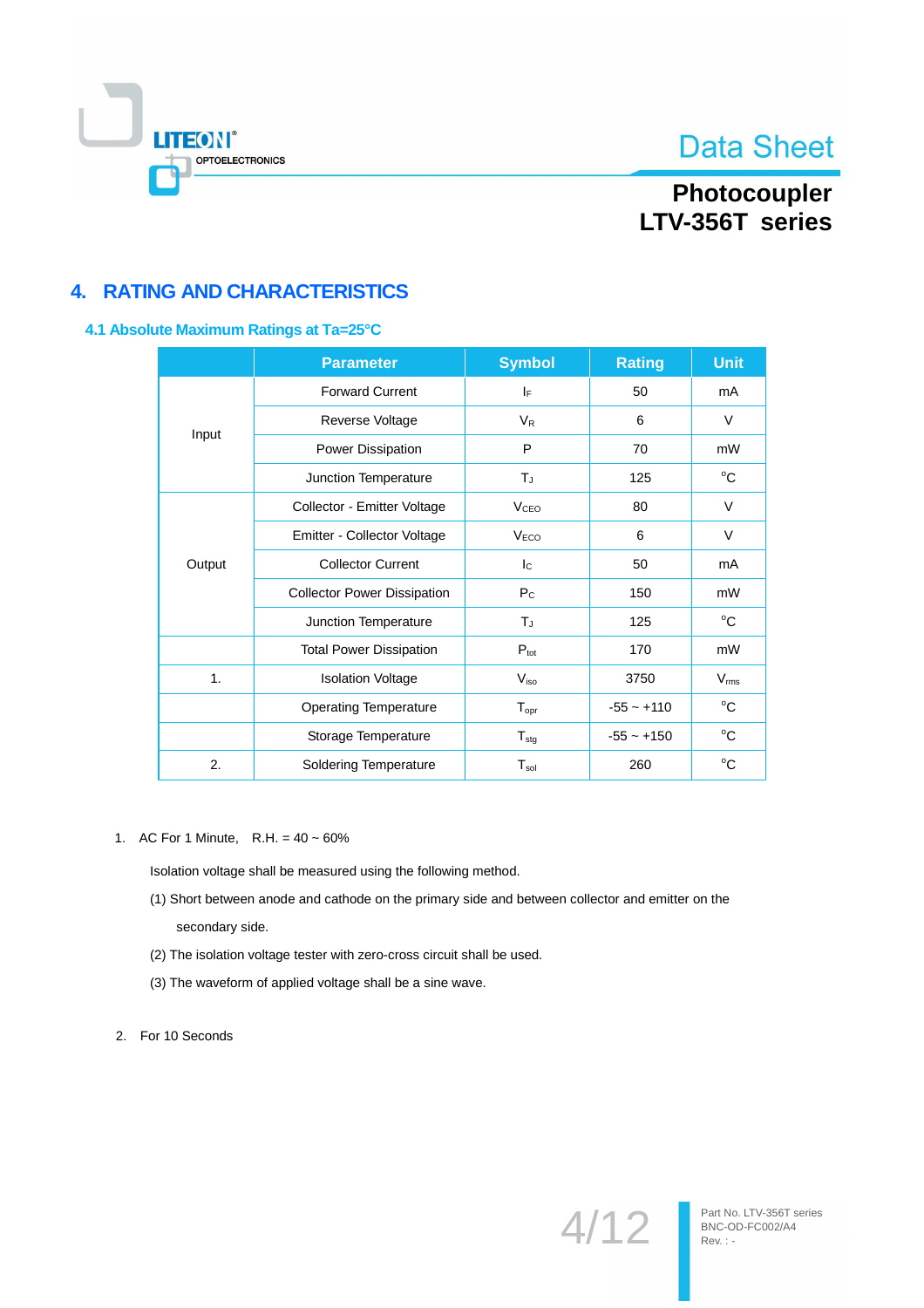## 4. RATING AND CHARACTERISTICS

### 4.1 Absolute Maximum Ratings at Ta=25°C

| | Parameter | Symbol | Rating | Unit |
|---|---|---|---|---|
| Input | Forward Current | $I_F$ | 50 | mA |
| | Reverse Voltage | $V_R$ | 6 | V |
| | Power Dissipation | P | 70 | mW |
| | Junction Temperature | $T_J$ | 125 | °C |
| Output | Collector - Emitter Voltage | $V_{CEO}$ | 80 | V |
| | Emitter - Collector Voltage | $V_{ECO}$ | 6 | V |
| | Collector Current | $I_C$ | 50 | mA |
| | Collector Power Dissipation | $P_C$ | 150 | mW |
| | Junction Temperature | $T_J$ | 125 | °C |
| | Total Power Dissipation | $P_{tot}$ | 170 | mW |
| 1. | Isolation Voltage | $V_{iso}$ | 3750 | $V_{rms}$ |
| | Operating Temperature | $T_{opr}$ | -55 ~ +110 | °C |
| | Storage Temperature | $T_{stg}$ | -55 ~ +150 | °C |
| 2. | Soldering Temperature | $T_{sol}$ | 260 | °C |

1. AC For 1 Minute, R.H. = 40 ~ 60%

   Isolation voltage shall be measured using the following method.

   (1) Short between anode and cathode on the primary side and between collector and emitter on the secondary side.

   (2) The isolation voltage tester with zero-cross circuit shall be used.

   (3) The waveform of applied voltage shall be a sine wave.

2. For 10 Seconds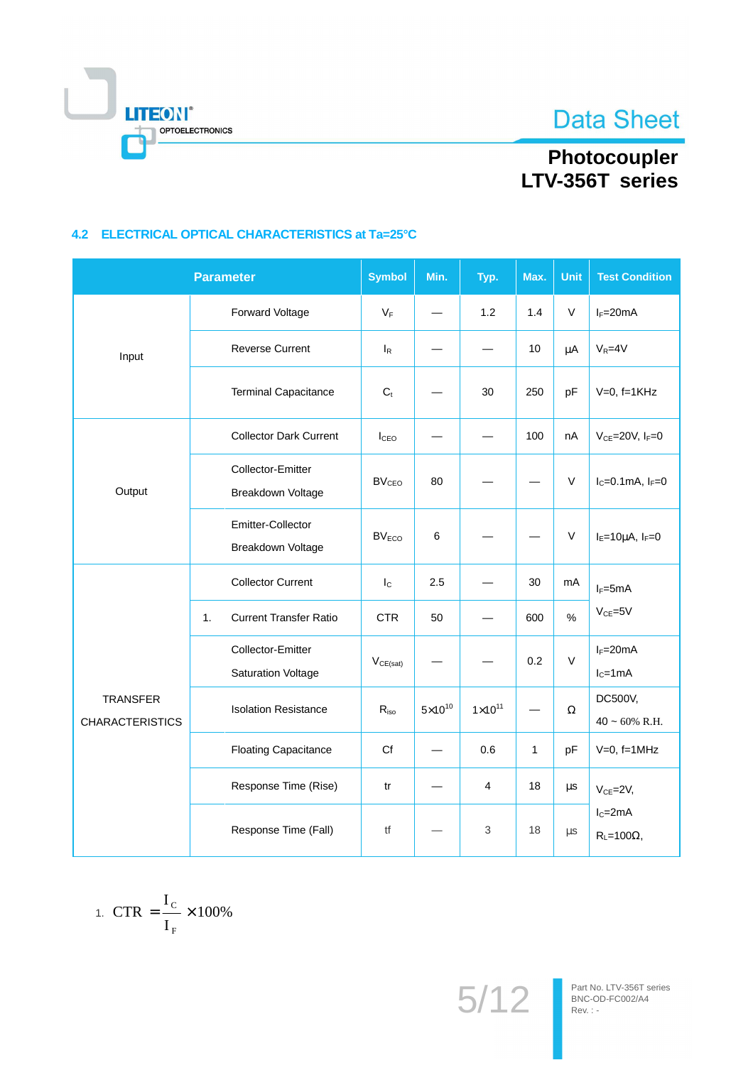## 4.2 ELECTRICAL OPTICAL CHARACTERISTICS at Ta=25°C

| Parameter | | Symbol | Min. | Typ. | Max. | Unit | Test Condition |
|---|---|---|---|---|---|---|---|
| Input | Forward Voltage | $V_F$ | — | 1.2 | 1.4 | V | $I_F$=20mA |
| | Reverse Current | $I_R$ | — | — | 10 | μA | $V_R$=4V |
| | Terminal Capacitance | $C_t$ | — | 30 | 250 | pF | V=0, f=1KHz |
| Output | Collector Dark Current | $I_{CEO}$ | — | — | 100 | nA | $V_{CE}$=20V, $I_F$=0 |
| | Collector-Emitter Breakdown Voltage | $BV_{CEO}$ | 80 | — | — | V | $I_C$=0.1mA, $I_F$=0 |
| | Emitter-Collector Breakdown Voltage | $BV_{ECO}$ | 6 | — | — | V | $I_E$=10μA, $I_F$=0 |
| TRANSFER CHARACTERISTICS | Collector Current | $I_C$ | 2.5 | — | 30 | mA | $I_F$=5mA $V_{CE}$=5V |
| | 1. Current Transfer Ratio | CTR | 50 | — | 600 | % | |
| | Collector-Emitter Saturation Voltage | $V_{CE(sat)}$ | — | — | 0.2 | V | $I_F$=20mA $I_C$=1mA |
| | Isolation Resistance | $R_{iso}$ | $5\times10^{10}$ | $1\times10^{11}$ | — | Ω | DC500V, 40 ~ 60% R.H. |
| | Floating Capacitance | Cf | — | 0.6 | 1 | pF | V=0, f=1MHz |
| | Response Time (Rise) | tr | — | 4 | 18 | μs | $V_{CE}$=2V, $I_C$=2mA $R_L$=100Ω, |
| | Response Time (Fall) | tf | — | 3 | 18 | μs | |

1. $$CTR = \frac{I_C}{I_F} \times 100\%$$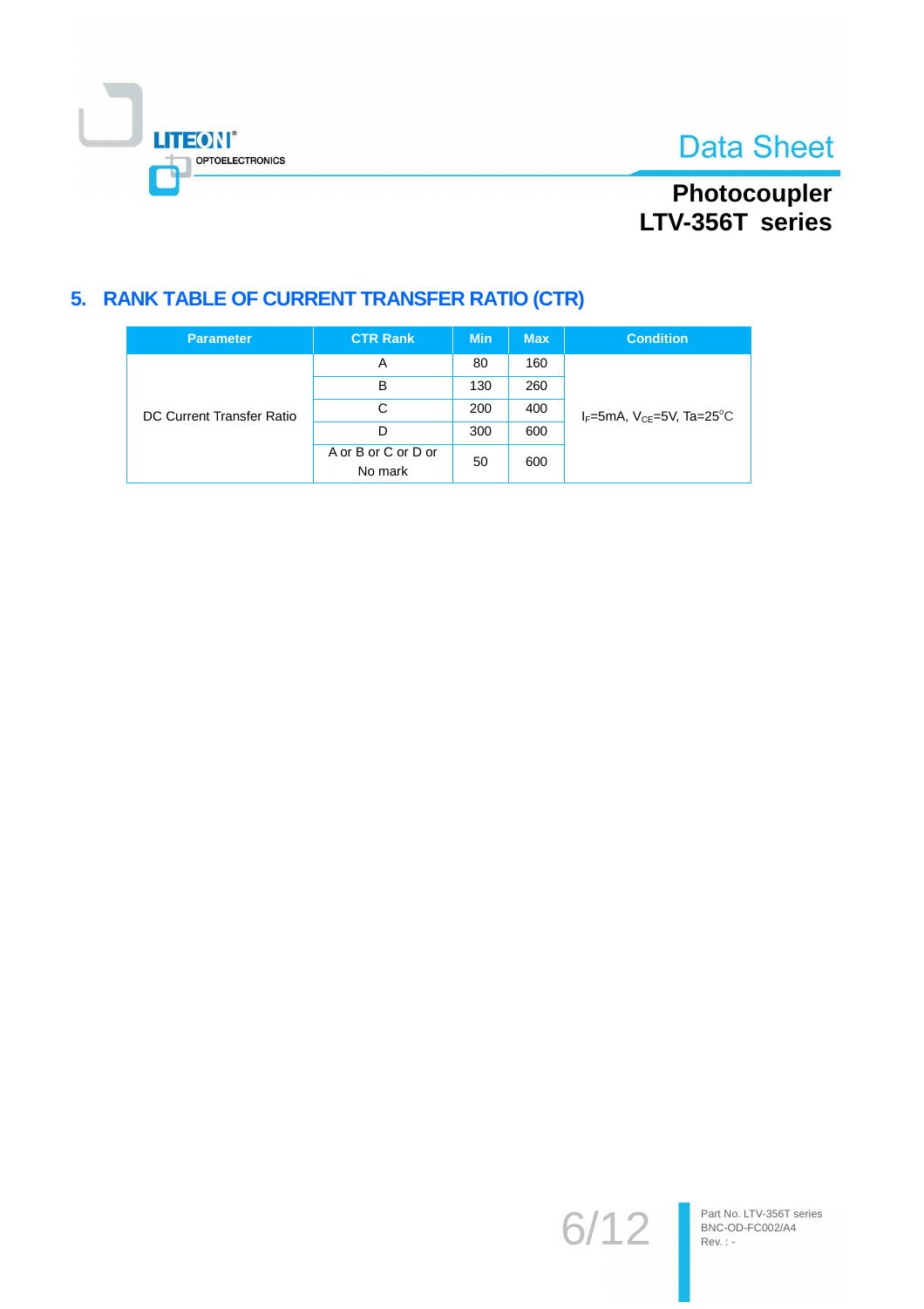## 5. RANK TABLE OF CURRENT TRANSFER RATIO (CTR)

| Parameter | CTR Rank | Min | Max | Condition |
|---|---|---|---|---|
| DC Current Transfer Ratio | A | 80 | 160 | $I_F$=5mA, $V_{CE}$=5V, Ta=25°C |
| | B | 130 | 260 | |
| | C | 200 | 400 | |
| | D | 300 | 600 | |
| | A or B or C or D or No mark | 50 | 600 | |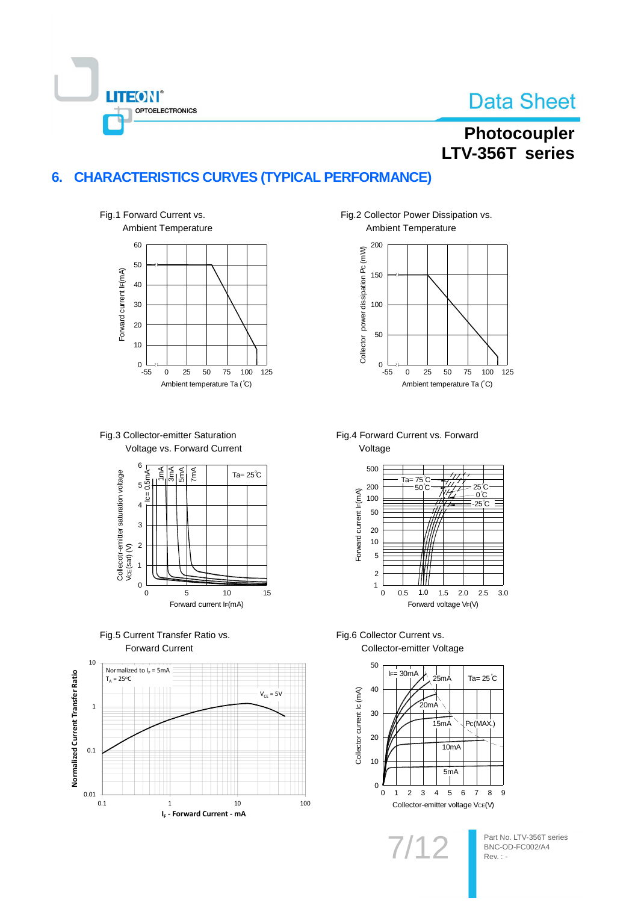## 6. CHARACTERISTICS CURVES (TYPICAL PERFORMANCE)

Fig.1 Forward Current vs. Ambient Temperature

Fig.2 Collector Power Dissipation vs. Ambient Temperature

Fig.3 Collector-emitter Saturation Voltage vs. Forward Current

Fig.4 Forward Current vs. Forward Voltage

Fig.5 Current Transfer Ratio vs. Forward Current

Fig.6 Collector Current vs. Collector-emitter Voltage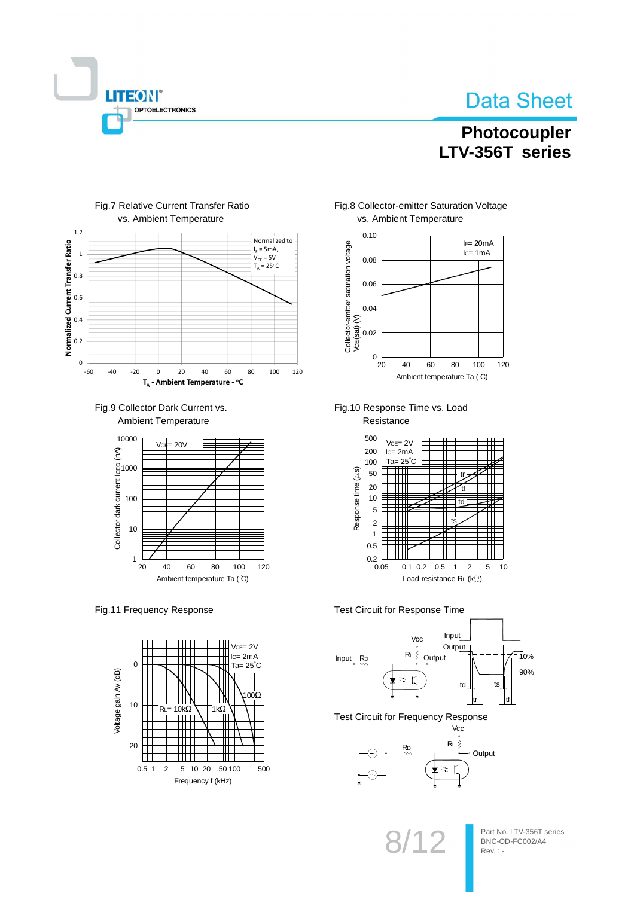Fig.7 Relative Current Transfer Ratio vs. Ambient Temperature

Normalized to $I_F$ = 5mA, $V_{CE}$ = 5V, $T_A$ = 25°C

Normalized Current Transfer Ratio

$T_A$ - Ambient Temperature - °C

Fig.8 Collector-emitter Saturation Voltage vs. Ambient Temperature

$I_F$= 20mA
$I_C$= 1mA

Collector-emitter saturation voltage $V_{CE}(sat)$ (V)

Ambient temperature Ta (℃)

Fig.9 Collector Dark Current vs. Ambient Temperature

$V_{CE}$= 20V

Collector dark current $I_{CEO}$ (nA)

Ambient temperature Ta (℃)

Fig.10 Response Time vs. Load Resistance

$V_{CE}$= 2V
$I_C$= 2mA
Ta= 25℃

Response time (μs)

Load resistance $R_L$ (kΩ)

Fig.11 Frequency Response

$V_{CE}$= 2V
$I_C$= 2mA
Ta= 25℃

$R_L$= 10kΩ, 1kΩ, 100Ω

Voltage gain Av (dB)

Frequency f (kHz)

Test Circuit for Response Time

Test Circuit for Frequency Response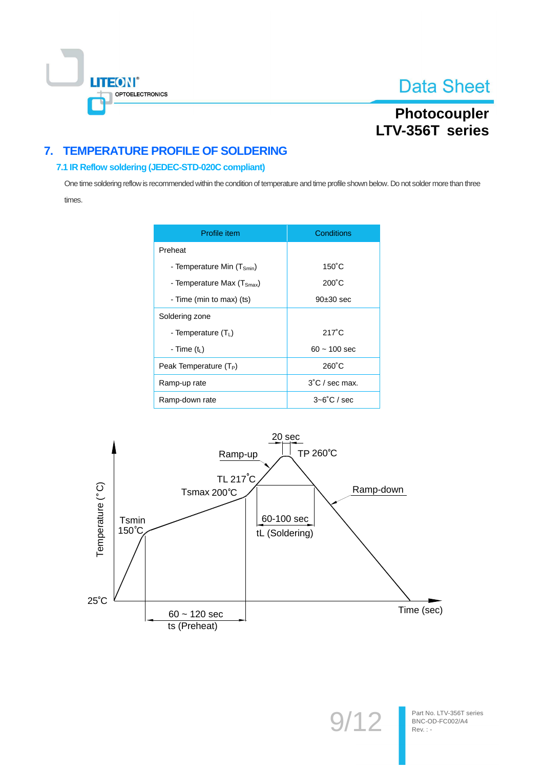## 7. TEMPERATURE PROFILE OF SOLDERING

### 7.1 IR Reflow soldering (JEDEC-STD-020C compliant)

One time soldering reflow is recommended within the condition of temperature and time profile shown below. Do not solder more than three times.

| Profile item | Conditions |
|---|---|
| Preheat | |
| - Temperature Min ($T_{Smin}$) | 150˚C |
| - Temperature Max ($T_{Smax}$) | 200˚C |
| - Time (min to max) (ts) | 90±30 sec |
| Soldering zone | |
| - Temperature ($T_L$) | 217˚C |
| - Time ($t_L$) | 60 ~ 100 sec |
| Peak Temperature ($T_P$) | 260˚C |
| Ramp-up rate | 3˚C / sec max. |
| Ramp-down rate | 3~6˚C / sec |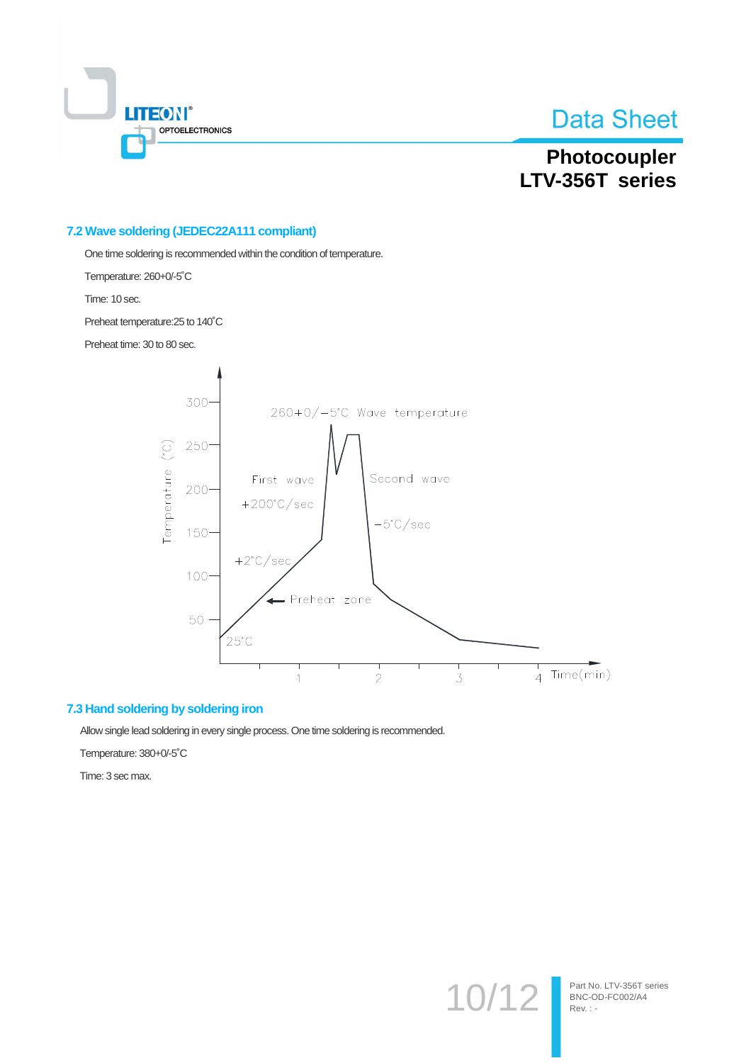## 7.2 Wave soldering (JEDEC22A111 compliant)

One time soldering is recommended within the condition of temperature.

Temperature: 260+0/-5˚C

Time: 10 sec.

Preheat temperature:25 to 140˚C

Preheat time: 30 to 80 sec.

## 7.3 Hand soldering by soldering iron

Allow single lead soldering in every single process. One time soldering is recommended.

Temperature: 380+0/-5˚C

Time: 3 sec max.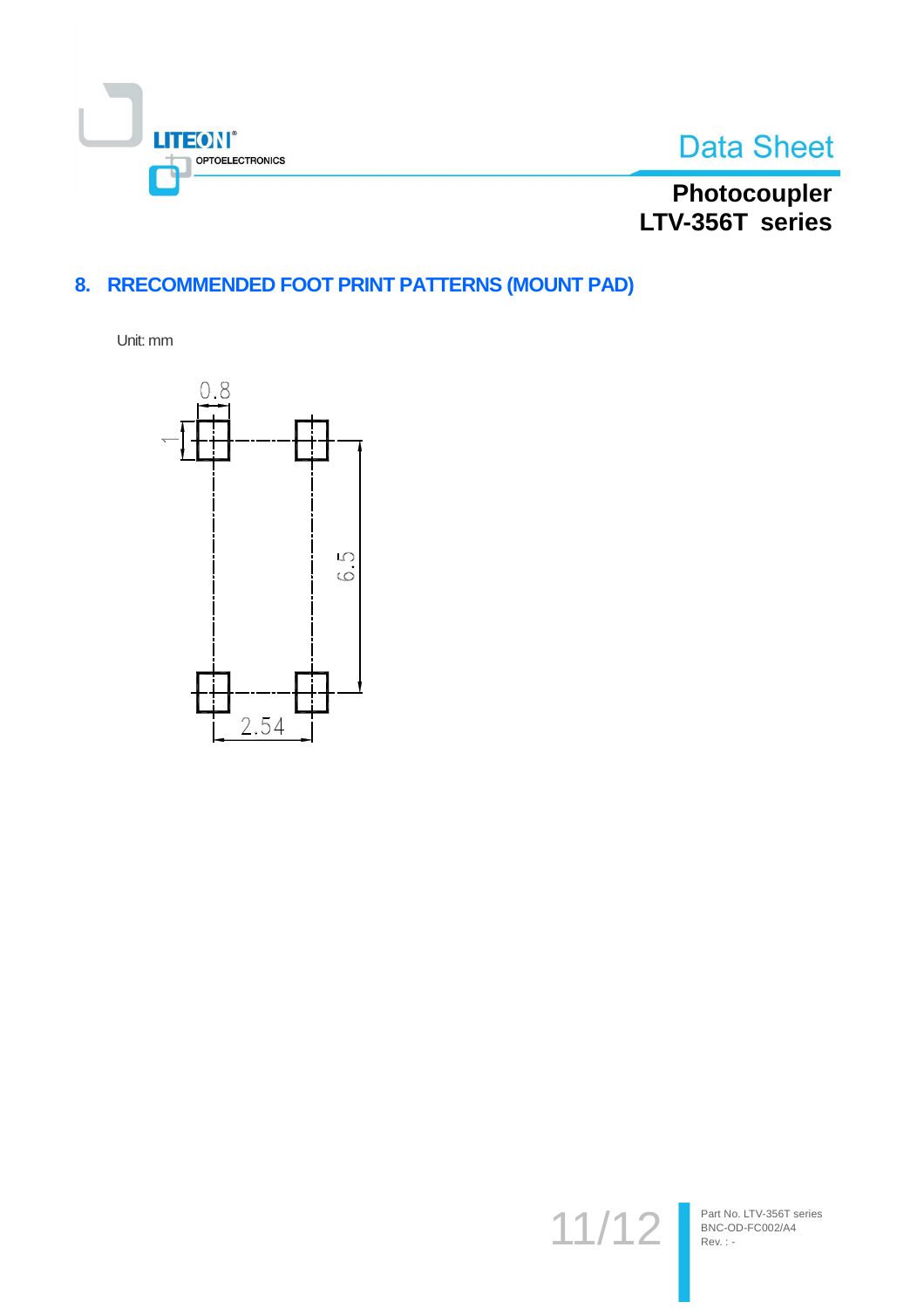## 8. RRECOMMENDED FOOT PRINT PATTERNS (MOUNT PAD)

Unit: mm

0.8

1

6.5

2.54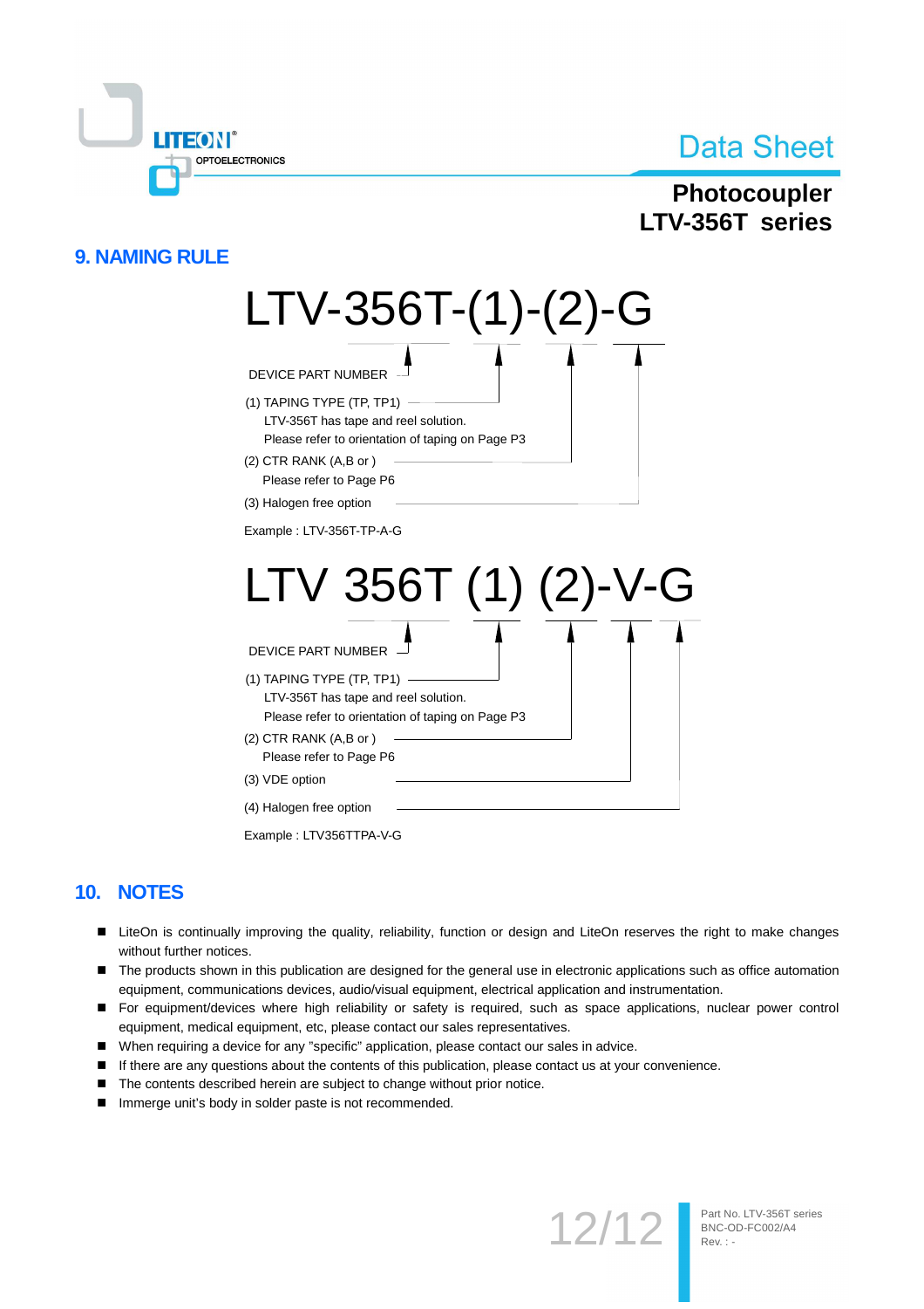## 9. NAMING RULE

LTV-356T-(1)-(2)-G

DEVICE PART NUMBER

(1) TAPING TYPE (TP, TP1)
LTV-356T has tape and reel solution.
Please refer to orientation of taping on Page P3

(2) CTR RANK (A,B or )
Please refer to Page P6

(3) Halogen free option

Example : LTV-356T-TP-A-G

LTV 356T (1) (2)-V-G

DEVICE PART NUMBER

(1) TAPING TYPE (TP, TP1)
LTV-356T has tape and reel solution.
Please refer to orientation of taping on Page P3

(2) CTR RANK (A,B or )
Please refer to Page P6

(3) VDE option

(4) Halogen free option

Example : LTV356TTPA-V-G

## 10. NOTES

- LiteOn is continually improving the quality, reliability, function or design and LiteOn reserves the right to make changes without further notices.
- The products shown in this publication are designed for the general use in electronic applications such as office automation equipment, communications devices, audio/visual equipment, electrical application and instrumentation.
- For equipment/devices where high reliability or safety is required, such as space applications, nuclear power control equipment, medical equipment, etc, please contact our sales representatives.
- When requiring a device for any "specific" application, please contact our sales in advice.
- If there are any questions about the contents of this publication, please contact us at your convenience.
- The contents described herein are subject to change without prior notice.
- Immerge unit's body in solder paste is not recommended.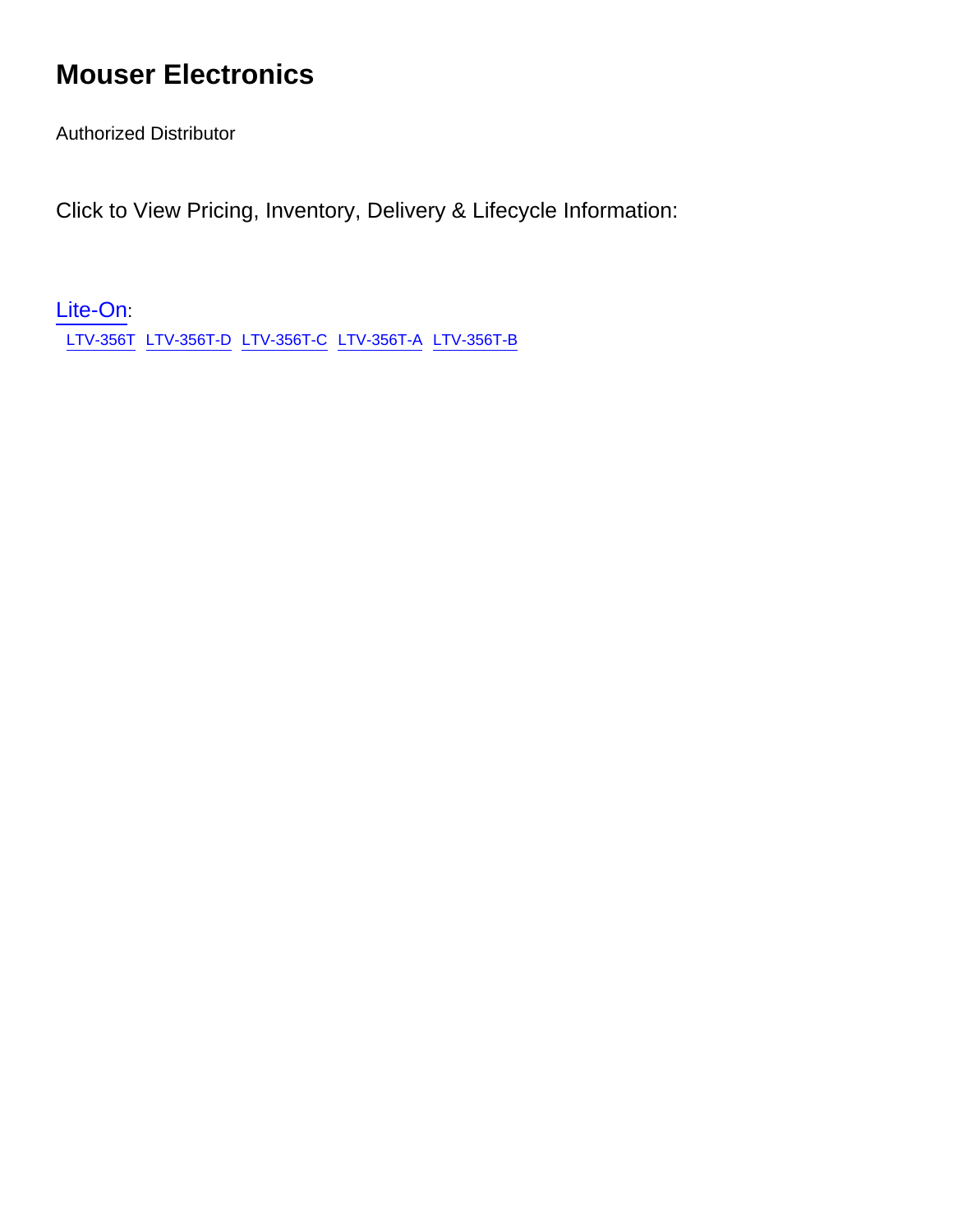# Mouser Electronics

Authorized Distributor

Click to View Pricing, Inventory, Delivery & Lifecycle Information:

Lite-On:

LTV-356T LTV-356T-D LTV-356T-C LTV-356T-A LTV-356T-B